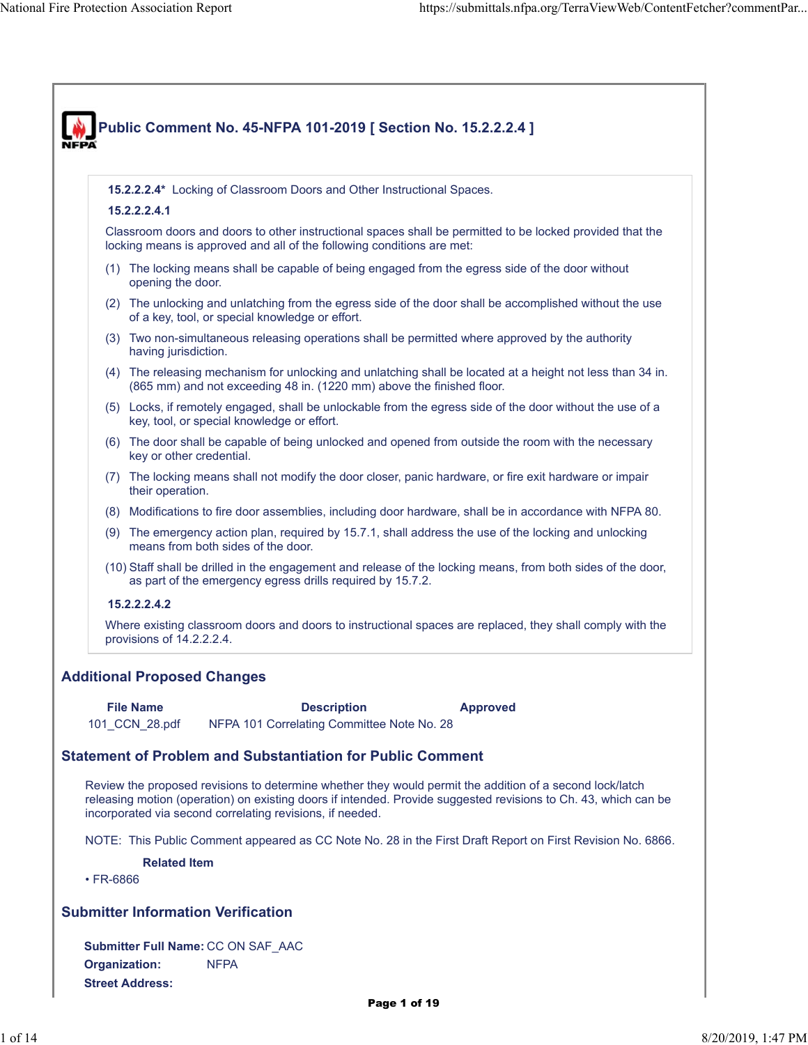# Public Comment No. 45-NFPA 101-2019 [ Section No. 15.2.2.2.4 ]

**15.2.2.2.4*** Locking of Classroom Doors and Other Instructional Spaces.

**15.2.2.2.4.1**

Classroom doors and doors to other instructional spaces shall be permitted to be locked provided that the locking means is approved and all of the following conditions are met:

(1) The locking means shall be capable of being engaged from the egress side of the door without opening the door.

(2) The unlocking and unlatching from the egress side of the door shall be accomplished without the use of a key, tool, or special knowledge or effort.

(3) Two non-simultaneous releasing operations shall be permitted where approved by the authority having jurisdiction.

(4) The releasing mechanism for unlocking and unlatching shall be located at a height not less than 34 in. (865 mm) and not exceeding 48 in. (1220 mm) above the finished floor.

(5) Locks, if remotely engaged, shall be unlockable from the egress side of the door without the use of a key, tool, or special knowledge or effort.

(6) The door shall be capable of being unlocked and opened from outside the room with the necessary key or other credential.

(7) The locking means shall not modify the door closer, panic hardware, or fire exit hardware or impair their operation.

(8) Modifications to fire door assemblies, including door hardware, shall be in accordance with NFPA 80.

(9) The emergency action plan, required by 15.7.1, shall address the use of the locking and unlocking means from both sides of the door.

(10) Staff shall be drilled in the engagement and release of the locking means, from both sides of the door, as part of the emergency egress drills required by 15.7.2.

**15.2.2.2.4.2**

Where existing classroom doors and doors to instructional spaces are replaced, they shall comply with the provisions of 14.2.2.2.4.

## Additional Proposed Changes

| File Name | Description | Approved |
|---|---|---|
| 101_CCN_28.pdf | NFPA 101 Correlating Committee Note No. 28 | |

## Statement of Problem and Substantiation for Public Comment

Review the proposed revisions to determine whether they would permit the addition of a second lock/latch releasing motion (operation) on existing doors if intended. Provide suggested revisions to Ch. 43, which can be incorporated via second correlating revisions, if needed.

NOTE: This Public Comment appeared as CC Note No. 28 in the First Draft Report on First Revision No. 6866.

**Related Item**

• FR-6866

## Submitter Information Verification

**Submitter Full Name:** CC ON SAF_AAC
**Organization:** NFPA
**Street Address:**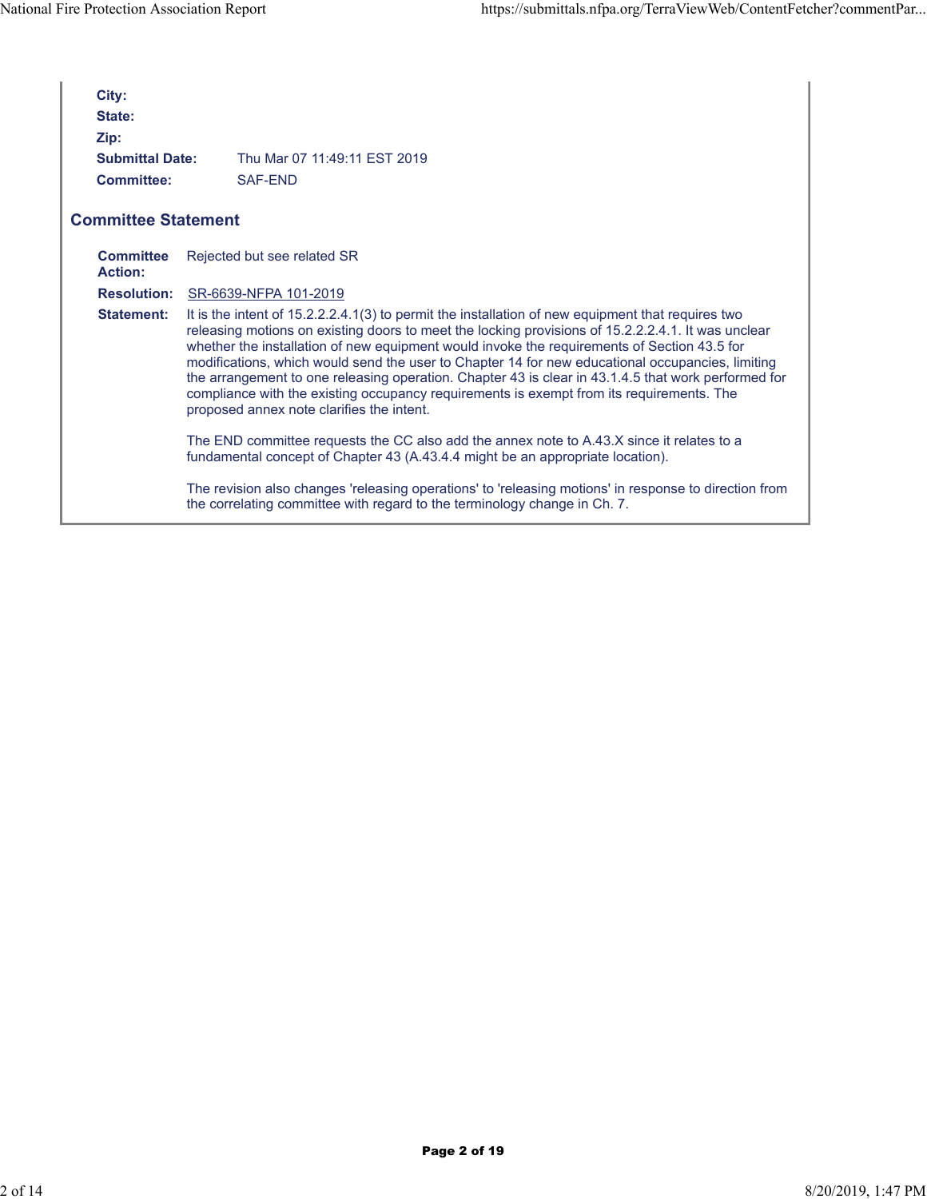**City:**

**State:**

**Zip:**

**Submittal Date:** Thu Mar 07 11:49:11 EST 2019

**Committee:** SAF-END

## Committee Statement

**Committee Action:** Rejected but see related SR

**Resolution:** SR-6639-NFPA 101-2019

**Statement:** It is the intent of 15.2.2.2.4.1(3) to permit the installation of new equipment that requires two releasing motions on existing doors to meet the locking provisions of 15.2.2.2.4.1. It was unclear whether the installation of new equipment would invoke the requirements of Section 43.5 for modifications, which would send the user to Chapter 14 for new educational occupancies, limiting the arrangement to one releasing operation. Chapter 43 is clear in 43.1.4.5 that work performed for compliance with the existing occupancy requirements is exempt from its requirements. The proposed annex note clarifies the intent.

The END committee requests the CC also add the annex note to A.43.X since it relates to a fundamental concept of Chapter 43 (A.43.4.4 might be an appropriate location).

The revision also changes 'releasing operations' to 'releasing motions' in response to direction from the correlating committee with regard to the terminology change in Ch. 7.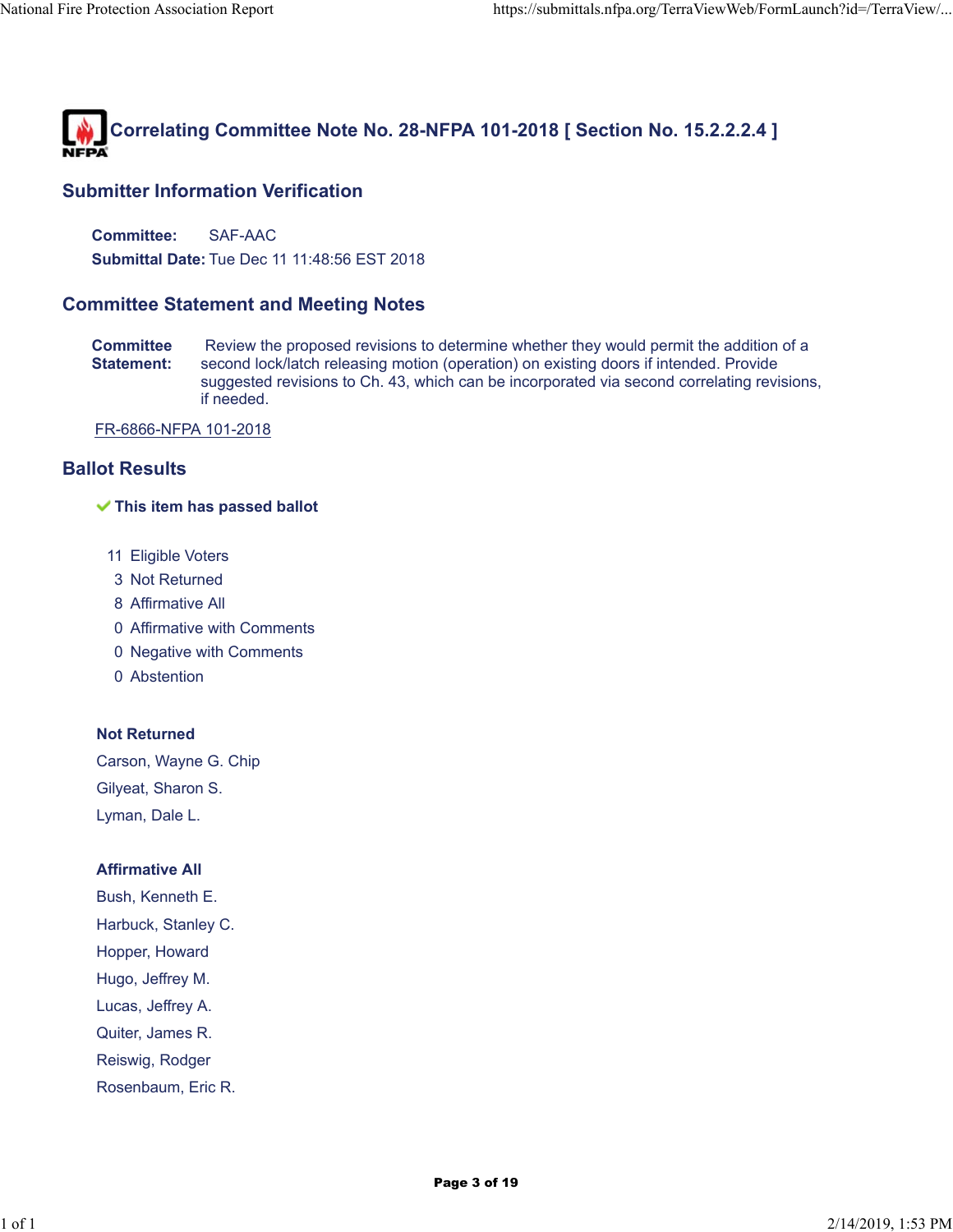# Correlating Committee Note No. 28-NFPA 101-2018 [ Section No. 15.2.2.2.4 ]

## Submitter Information Verification

**Committee:** SAF-AAC

**Submittal Date:** Tue Dec 11 11:48:56 EST 2018

## Committee Statement and Meeting Notes

**Committee Statement:** Review the proposed revisions to determine whether they would permit the addition of a second lock/latch releasing motion (operation) on existing doors if intended. Provide suggested revisions to Ch. 43, which can be incorporated via second correlating revisions, if needed.

FR-6866-NFPA 101-2018

## Ballot Results

✔ **This item has passed ballot**

11 Eligible Voters
3 Not Returned
8 Affirmative All
0 Affirmative with Comments
0 Negative with Comments
0 Abstention

**Not Returned**

Carson, Wayne G. Chip
Gilyeat, Sharon S.
Lyman, Dale L.

**Affirmative All**

Bush, Kenneth E.
Harbuck, Stanley C.
Hopper, Howard
Hugo, Jeffrey M.
Lucas, Jeffrey A.
Quiter, James R.
Reiswig, Rodger
Rosenbaum, Eric R.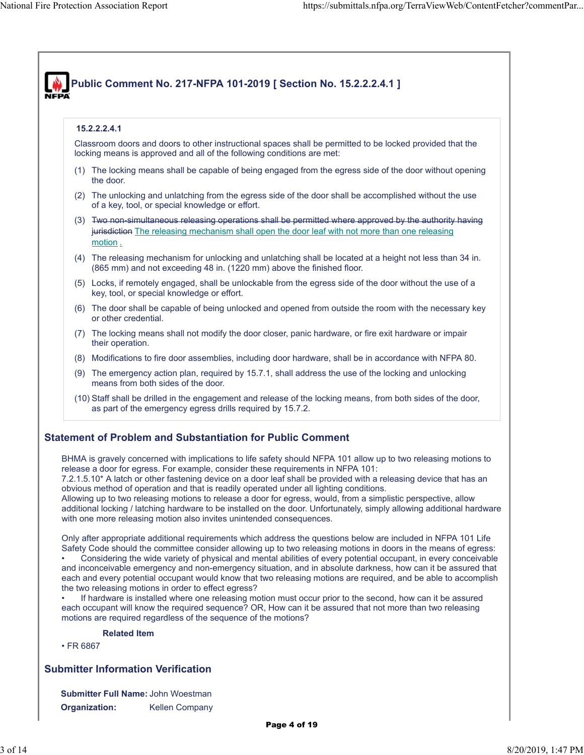## Public Comment No. 217-NFPA 101-2019 [ Section No. 15.2.2.2.4.1 ]

**15.2.2.2.4.1**

Classroom doors and doors to other instructional spaces shall be permitted to be locked provided that the locking means is approved and all of the following conditions are met:

(1) The locking means shall be capable of being engaged from the egress side of the door without opening the door.

(2) The unlocking and unlatching from the egress side of the door shall be accomplished without the use of a key, tool, or special knowledge or effort.

(3) ~~Two non-simultaneous releasing operations shall be permitted where approved by the authority having jurisdiction~~ The releasing mechanism shall open the door leaf with not more than one releasing motion .

(4) The releasing mechanism for unlocking and unlatching shall be located at a height not less than 34 in. (865 mm) and not exceeding 48 in. (1220 mm) above the finished floor.

(5) Locks, if remotely engaged, shall be unlockable from the egress side of the door without the use of a key, tool, or special knowledge or effort.

(6) The door shall be capable of being unlocked and opened from outside the room with the necessary key or other credential.

(7) The locking means shall not modify the door closer, panic hardware, or fire exit hardware or impair their operation.

(8) Modifications to fire door assemblies, including door hardware, shall be in accordance with NFPA 80.

(9) The emergency action plan, required by 15.7.1, shall address the use of the locking and unlocking means from both sides of the door.

(10) Staff shall be drilled in the engagement and release of the locking means, from both sides of the door, as part of the emergency egress drills required by 15.7.2.

### Statement of Problem and Substantiation for Public Comment

BHMA is gravely concerned with implications to life safety should NFPA 101 allow up to two releasing motions to release a door for egress. For example, consider these requirements in NFPA 101:
7.2.1.5.10* A latch or other fastening device on a door leaf shall be provided with a releasing device that has an obvious method of operation and that is readily operated under all lighting conditions.
Allowing up to two releasing motions to release a door for egress, would, from a simplistic perspective, allow additional locking / latching hardware to be installed on the door. Unfortunately, simply allowing additional hardware with one more releasing motion also invites unintended consequences.

Only after appropriate additional requirements which address the questions below are included in NFPA 101 Life Safety Code should the committee consider allowing up to two releasing motions in doors in the means of egress:

- Considering the wide variety of physical and mental abilities of every potential occupant, in every conceivable and inconceivable emergency and non-emergency situation, and in absolute darkness, how can it be assured that each and every potential occupant would know that two releasing motions are required, and be able to accomplish the two releasing motions in order to effect egress?
- If hardware is installed where one releasing motion must occur prior to the second, how can it be assured each occupant will know the required sequence? OR, How can it be assured that not more than two releasing motions are required regardless of the sequence of the motions?

**Related Item**

- FR 6867

### Submitter Information Verification

**Submitter Full Name:** John Woestman

**Organization:** Kellen Company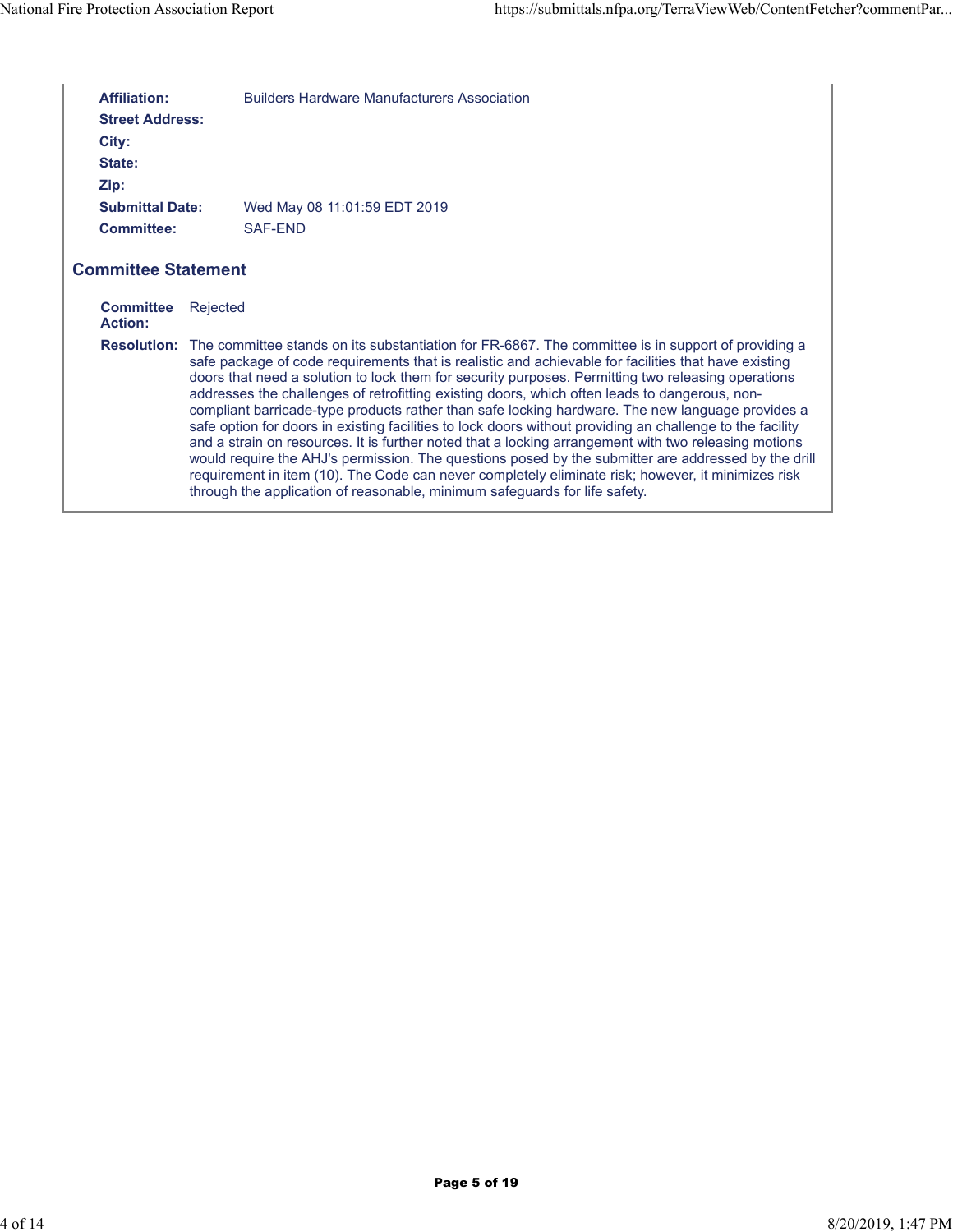**Affiliation:** Builders Hardware Manufacturers Association

**Street Address:**

**City:**

**State:**

**Zip:**

**Submittal Date:** Wed May 08 11:01:59 EDT 2019

**Committee:** SAF-END

## Committee Statement

**Committee Action:** Rejected

**Resolution:** The committee stands on its substantiation for FR-6867. The committee is in support of providing a safe package of code requirements that is realistic and achievable for facilities that have existing doors that need a solution to lock them for security purposes. Permitting two releasing operations addresses the challenges of retrofitting existing doors, which often leads to dangerous, non-compliant barricade-type products rather than safe locking hardware. The new language provides a safe option for doors in existing facilities to lock doors without providing an challenge to the facility and a strain on resources. It is further noted that a locking arrangement with two releasing motions would require the AHJ's permission. The questions posed by the submitter are addressed by the drill requirement in item (10). The Code can never completely eliminate risk; however, it minimizes risk through the application of reasonable, minimum safeguards for life safety.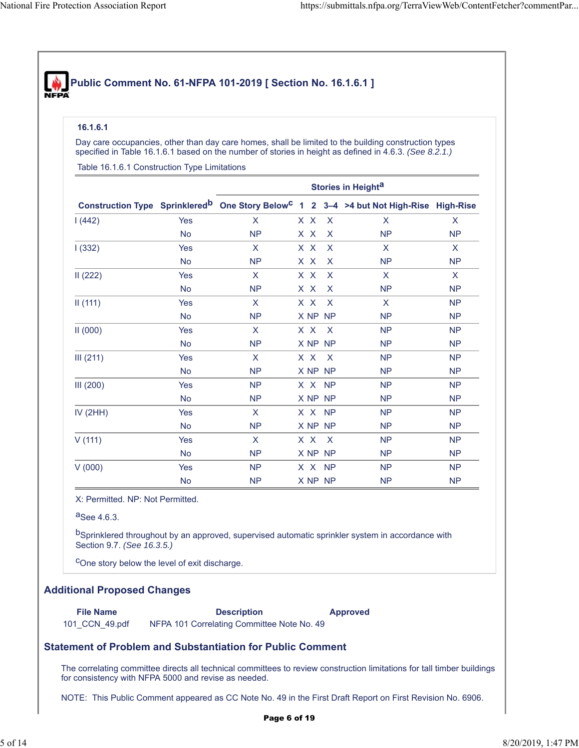## Public Comment No. 61-NFPA 101-2019 [ Section No. 16.1.6.1 ]

**16.1.6.1**

Day care occupancies, other than day care homes, shall be limited to the building construction types specified in Table 16.1.6.1 based on the number of stories in height as defined in 4.6.3. *(See 8.2.1.)*

Table 16.1.6.1 Construction Type Limitations

| | | Stories in Height[a] | | | | | |
|---|---|---|---|---|---|---|---|
| **Construction Type** | **Sprinklered[b]** | **One Story Below[c]** | **1** | **2** | **3–4** | **>4 but Not High-Rise** | **High-Rise** |
| I (442) | Yes | X | X | X | X | X | X |
| | No | NP | X | X | X | NP | NP |
| I (332) | Yes | X | X | X | X | X | X |
| | No | NP | X | X | X | NP | NP |
| II (222) | Yes | X | X | X | X | X | X |
| | No | NP | X | X | X | NP | NP |
| II (111) | Yes | X | X | X | X | X | NP |
| | No | NP | X | NP | NP | NP | NP |
| II (000) | Yes | X | X | X | X | NP | NP |
| | No | NP | X | NP | NP | NP | NP |
| III (211) | Yes | X | X | X | X | NP | NP |
| | No | NP | X | NP | NP | NP | NP |
| III (200) | Yes | NP | X | X | NP | NP | NP |
| | No | NP | X | NP | NP | NP | NP |
| IV (2HH) | Yes | X | X | X | NP | NP | NP |
| | No | NP | X | NP | NP | NP | NP |
| V (111) | Yes | X | X | X | X | NP | NP |
| | No | NP | X | NP | NP | NP | NP |
| V (000) | Yes | NP | X | X | NP | NP | NP |
| | No | NP | X | NP | NP | NP | NP |

X: Permitted. NP: Not Permitted.

[a]See 4.6.3.

[b]Sprinklered throughout by an approved, supervised automatic sprinkler system in accordance with Section 9.7. *(See 16.3.5.)*

[c]One story below the level of exit discharge.

### Additional Proposed Changes

| File Name | Description | Approved |
|---|---|---|
| 101_CCN_49.pdf | NFPA 101 Correlating Committee Note No. 49 | |

### Statement of Problem and Substantiation for Public Comment

The correlating committee directs all technical committees to review construction limitations for tall timber buildings for consistency with NFPA 5000 and revise as needed.

NOTE: This Public Comment appeared as CC Note No. 49 in the First Draft Report on First Revision No. 6906.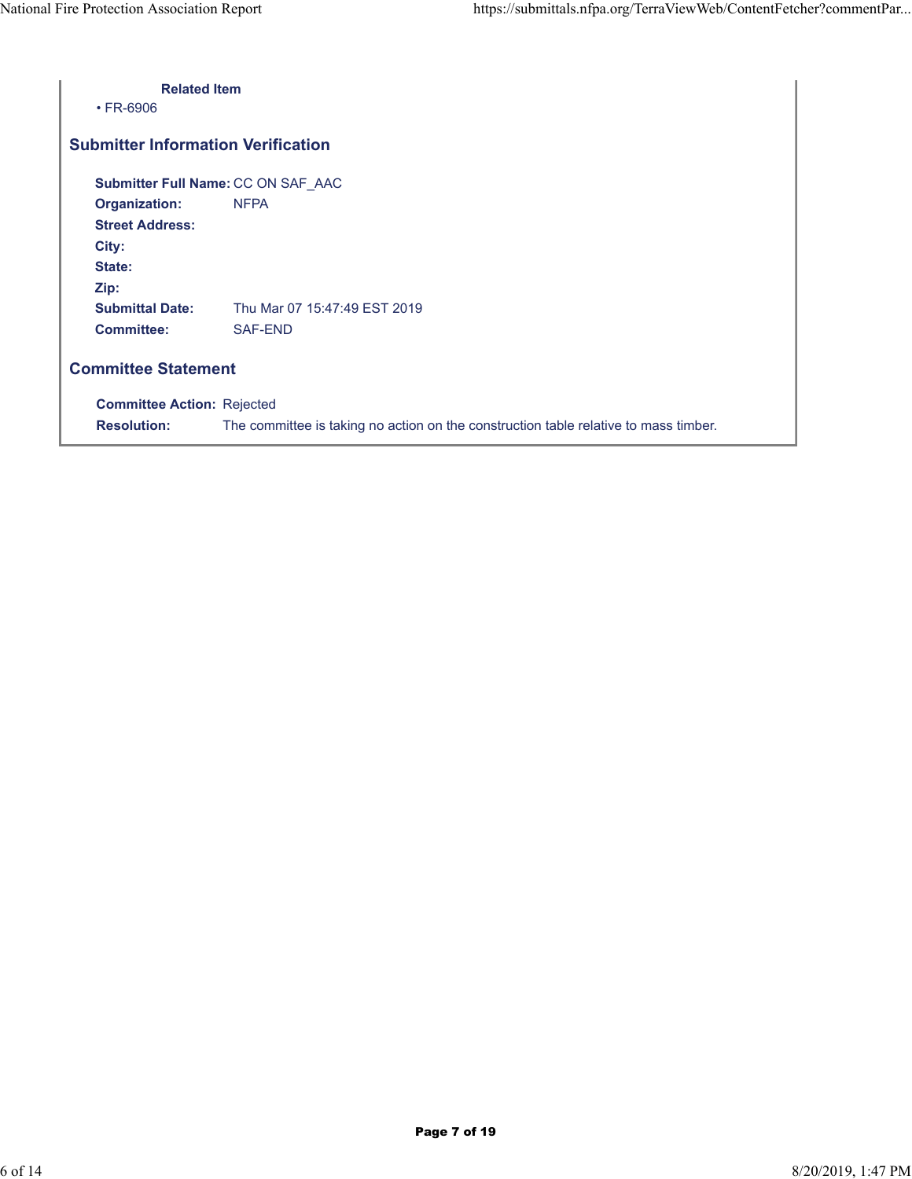**Related Item**

- FR-6906

## Submitter Information Verification

**Submitter Full Name:** CC ON SAF_AAC
**Organization:** NFPA
**Street Address:**
**City:**
**State:**
**Zip:**
**Submittal Date:** Thu Mar 07 15:47:49 EST 2019
**Committee:** SAF-END

## Committee Statement

**Committee Action:** Rejected
**Resolution:** The committee is taking no action on the construction table relative to mass timber.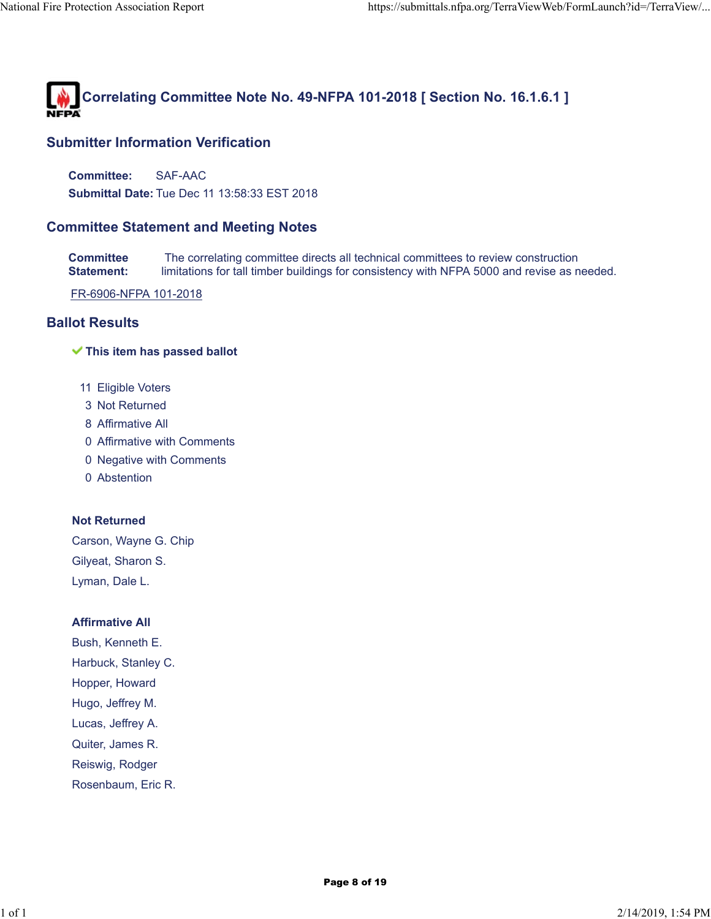# Correlating Committee Note No. 49-NFPA 101-2018 [ Section No. 16.1.6.1 ]

## Submitter Information Verification

**Committee:** SAF-AAC

**Submittal Date:** Tue Dec 11 13:58:33 EST 2018

## Committee Statement and Meeting Notes

**Committee Statement:** The correlating committee directs all technical committees to review construction limitations for tall timber buildings for consistency with NFPA 5000 and revise as needed.

FR-6906-NFPA 101-2018

## Ballot Results

✔ **This item has passed ballot**

11 Eligible Voters
3 Not Returned
8 Affirmative All
0 Affirmative with Comments
0 Negative with Comments
0 Abstention

**Not Returned**

Carson, Wayne G. Chip
Gilyeat, Sharon S.
Lyman, Dale L.

**Affirmative All**

Bush, Kenneth E.
Harbuck, Stanley C.
Hopper, Howard
Hugo, Jeffrey M.
Lucas, Jeffrey A.
Quiter, James R.
Reiswig, Rodger
Rosenbaum, Eric R.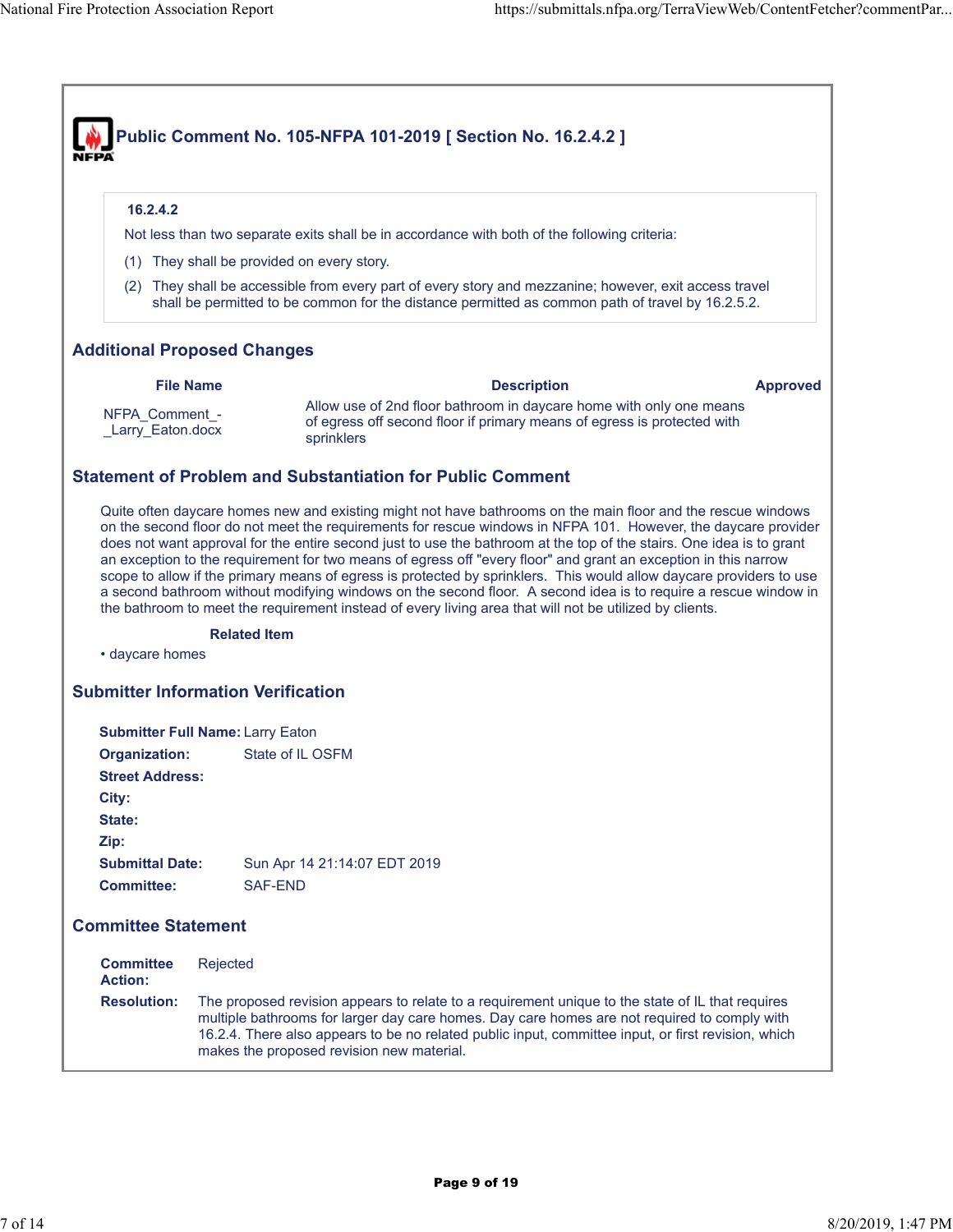## Public Comment No. 105-NFPA 101-2019 [ Section No. 16.2.4.2 ]

**16.2.4.2**

Not less than two separate exits shall be in accordance with both of the following criteria:

(1) They shall be provided on every story.

(2) They shall be accessible from every part of every story and mezzanine; however, exit access travel shall be permitted to be common for the distance permitted as common path of travel by 16.2.5.2.

### Additional Proposed Changes

| File Name | Description | Approved |
|---|---|---|
| NFPA_Comment_-_Larry_Eaton.docx | Allow use of 2nd floor bathroom in daycare home with only one means of egress off second floor if primary means of egress is protected with sprinklers | |

### Statement of Problem and Substantiation for Public Comment

Quite often daycare homes new and existing might not have bathrooms on the main floor and the rescue windows on the second floor do not meet the requirements for rescue windows in NFPA 101. However, the daycare provider does not want approval for the entire second just to use the bathroom at the top of the stairs. One idea is to grant an exception to the requirement for two means of egress off "every floor" and grant an exception in this narrow scope to allow if the primary means of egress is protected by sprinklers. This would allow daycare providers to use a second bathroom without modifying windows on the second floor. A second idea is to require a rescue window in the bathroom to meet the requirement instead of every living area that will not be utilized by clients.

**Related Item**

- daycare homes

### Submitter Information Verification

**Submitter Full Name:** Larry Eaton
**Organization:** State of IL OSFM
**Street Address:**
**City:**
**State:**
**Zip:**
**Submittal Date:** Sun Apr 14 21:14:07 EDT 2019
**Committee:** SAF-END

### Committee Statement

**Committee Action:** Rejected

**Resolution:** The proposed revision appears to relate to a requirement unique to the state of IL that requires multiple bathrooms for larger day care homes. Day care homes are not required to comply with 16.2.4. There also appears to be no related public input, committee input, or first revision, which makes the proposed revision new material.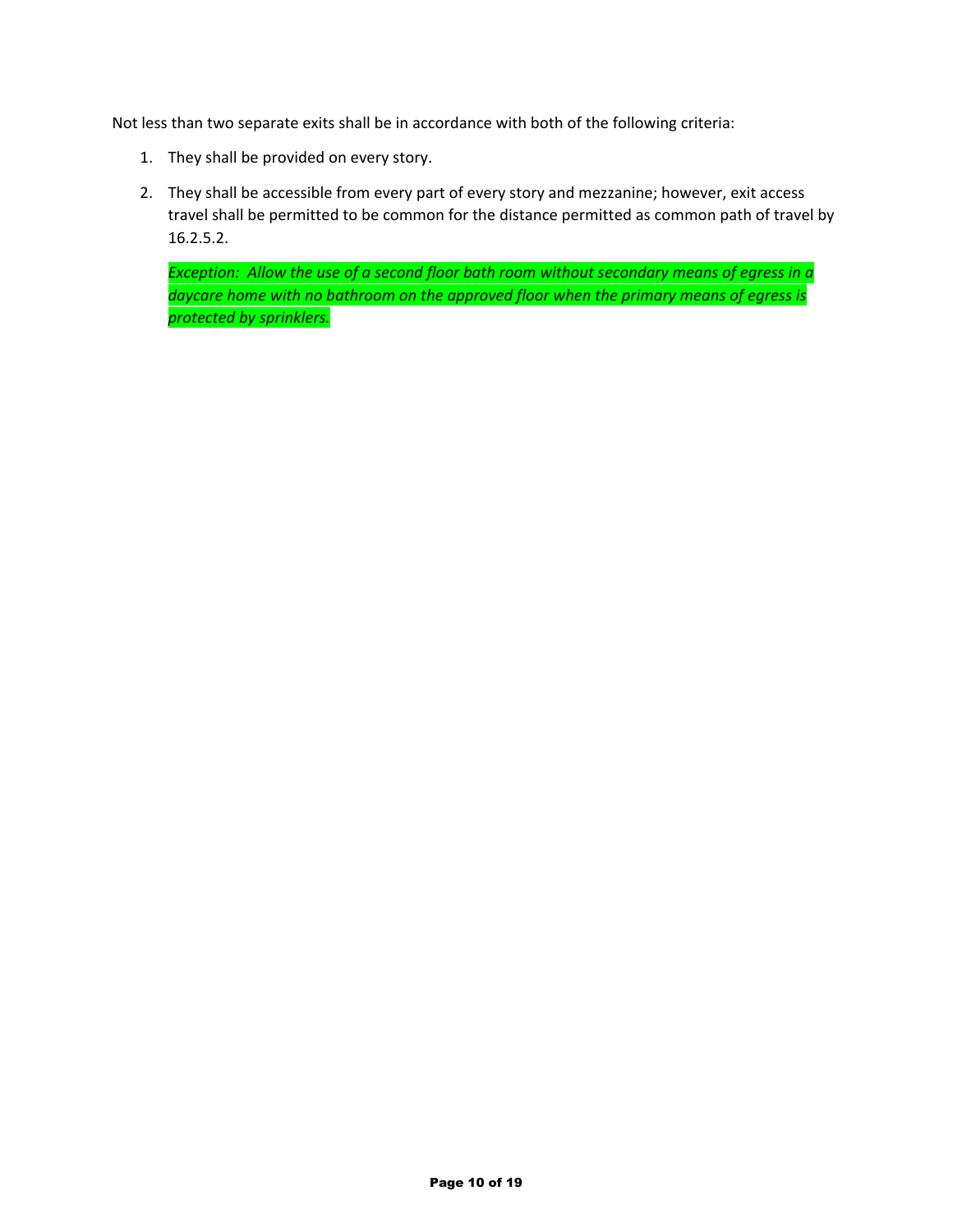Not less than two separate exits shall be in accordance with both of the following criteria:

1. They shall be provided on every story.
2. They shall be accessible from every part of every story and mezzanine; however, exit access travel shall be permitted to be common for the distance permitted as common path of travel by 16.2.5.2.

   *Exception: Allow the use of a second floor bath room without secondary means of egress in a daycare home with no bathroom on the approved floor when the primary means of egress is protected by sprinklers.*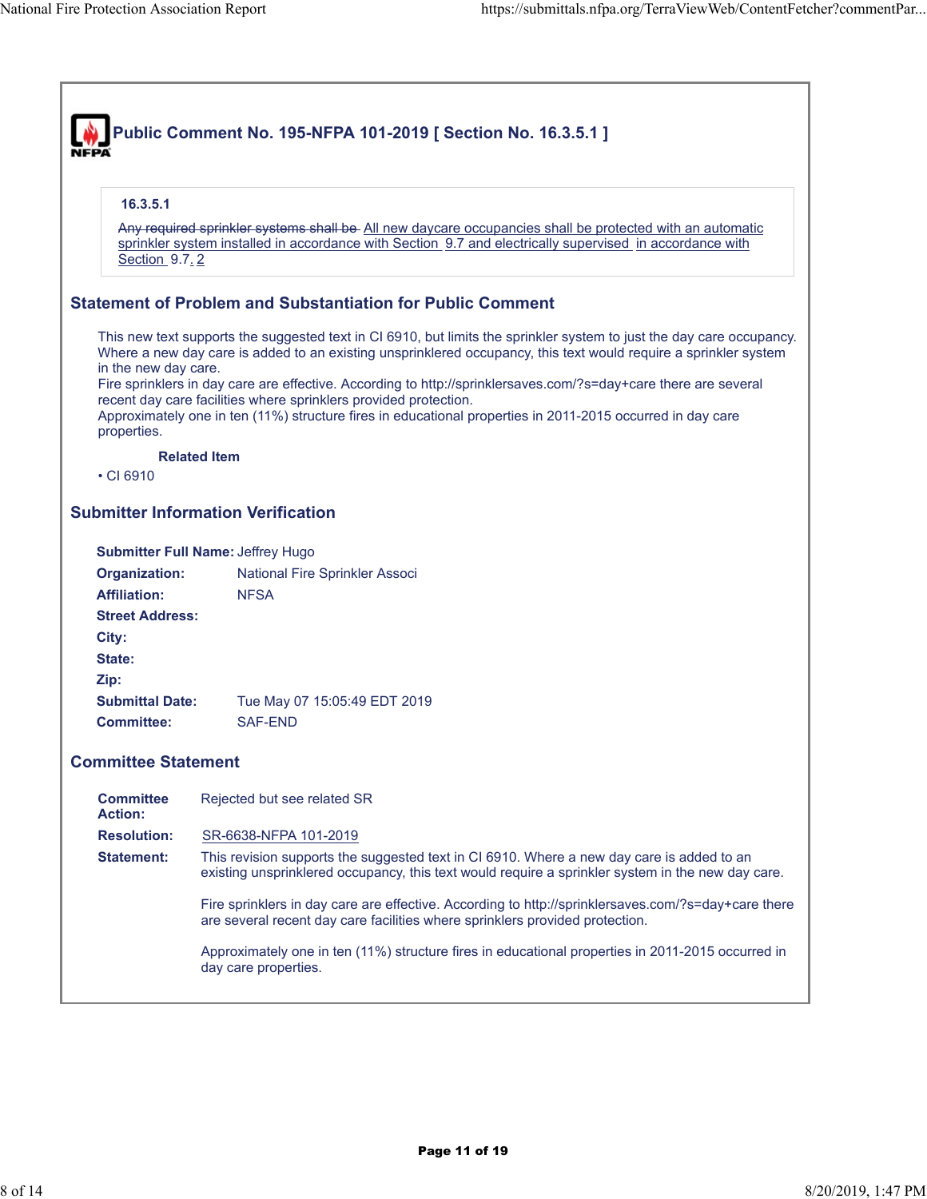# Public Comment No. 195-NFPA 101-2019 [ Section No. 16.3.5.1 ]

**16.3.5.1**

~~Any required sprinkler systems shall be~~ All new daycare occupancies shall be protected with an automatic sprinkler system installed in accordance with Section 9.7 and electrically supervised in accordance with Section 9.7.2

## Statement of Problem and Substantiation for Public Comment

This new text supports the suggested text in CI 6910, but limits the sprinkler system to just the day care occupancy. Where a new day care is added to an existing unsprinklered occupancy, this text would require a sprinkler system in the new day care.

Fire sprinklers in day care are effective. According to http://sprinklersaves.com/?s=day+care there are several recent day care facilities where sprinklers provided protection.

Approximately one in ten (11%) structure fires in educational properties in 2011-2015 occurred in day care properties.

**Related Item**

- CI 6910

## Submitter Information Verification

**Submitter Full Name:** Jeffrey Hugo
**Organization:** National Fire Sprinkler Associ
**Affiliation:** NFSA
**Street Address:**
**City:**
**State:**
**Zip:**
**Submittal Date:** Tue May 07 15:05:49 EDT 2019
**Committee:** SAF-END

## Committee Statement

**Committee Action:** Rejected but see related SR

**Resolution:** SR-6638-NFPA 101-2019

**Statement:** This revision supports the suggested text in CI 6910. Where a new day care is added to an existing unsprinklered occupancy, this text would require a sprinkler system in the new day care.

Fire sprinklers in day care are effective. According to http://sprinklersaves.com/?s=day+care there are several recent day care facilities where sprinklers provided protection.

Approximately one in ten (11%) structure fires in educational properties in 2011-2015 occurred in day care properties.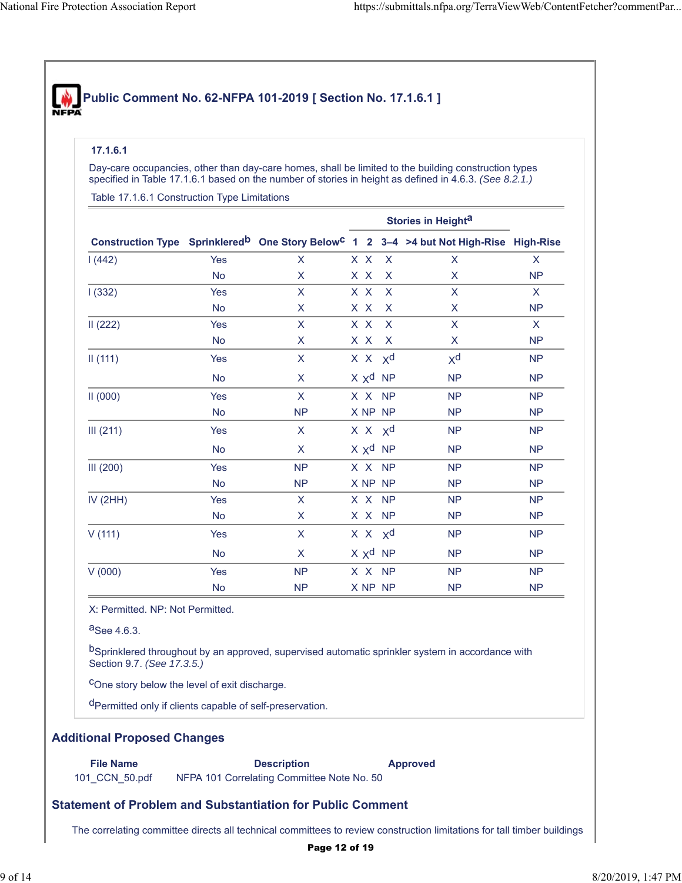## Public Comment No. 62-NFPA 101-2019 [ Section No. 17.1.6.1 ]

**17.1.6.1**

Day-care occupancies, other than day-care homes, shall be limited to the building construction types specified in Table 17.1.6.1 based on the number of stories in height as defined in 4.6.3. *(See 8.2.1.)*

Table 17.1.6.1 Construction Type Limitations

| | | | Stories in Height[a] | | | | |
|---|---|---|---|---|---|---|---|
| **Construction Type** | **Sprinklered[b]** | **One Story Below[c]** | **1** | **2** | **3–4** | **>4 but Not High-Rise** | **High-Rise** |
| I (442) | Yes | X | X | X | X | X | X |
| | No | X | X | X | X | X | NP |
| I (332) | Yes | X | X | X | X | X | X |
| | No | X | X | X | X | X | NP |
| II (222) | Yes | X | X | X | X | X | X |
| | No | X | X | X | X | X | NP |
| II (111) | Yes | X | X | X | X[d] | X[d] | NP |
| | No | X | X | X[d] | NP | NP | NP |
| II (000) | Yes | X | X | X | NP | NP | NP |
| | No | NP | X | NP | NP | NP | NP |
| III (211) | Yes | X | X | X | X[d] | NP | NP |
| | No | X | X | X[d] | NP | NP | NP |
| III (200) | Yes | NP | X | X | NP | NP | NP |
| | No | NP | X | NP | NP | NP | NP |
| IV (2HH) | Yes | X | X | X | NP | NP | NP |
| | No | X | X | X | NP | NP | NP |
| V (111) | Yes | X | X | X | X[d] | NP | NP |
| | No | X | X | X[d] | NP | NP | NP |
| V (000) | Yes | NP | X | X | NP | NP | NP |
| | No | NP | X | NP | NP | NP | NP |

X: Permitted. NP: Not Permitted.

[a]See 4.6.3.

[b]Sprinklered throughout by an approved, supervised automatic sprinkler system in accordance with Section 9.7. *(See 17.3.5.)*

[c]One story below the level of exit discharge.

[d]Permitted only if clients capable of self-preservation.

## Additional Proposed Changes

| File Name | Description | Approved |
|---|---|---|
| 101_CCN_50.pdf | NFPA 101 Correlating Committee Note No. 50 | |

## Statement of Problem and Substantiation for Public Comment

The correlating committee directs all technical committees to review construction limitations for tall timber buildings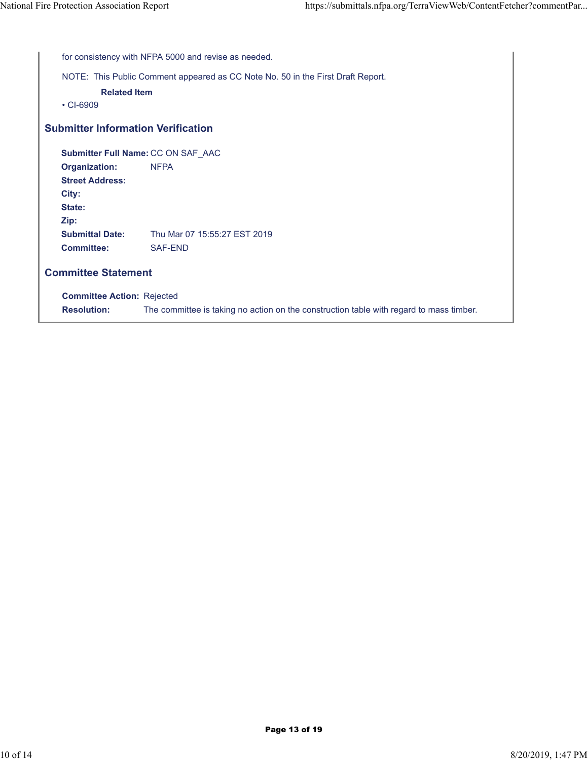for consistency with NFPA 5000 and revise as needed.

NOTE: This Public Comment appeared as CC Note No. 50 in the First Draft Report.

**Related Item**

- CI-6909

## Submitter Information Verification

**Submitter Full Name:** CC ON SAF_AAC
**Organization:** NFPA
**Street Address:**
**City:**
**State:**
**Zip:**
**Submittal Date:** Thu Mar 07 15:55:27 EST 2019
**Committee:** SAF-END

## Committee Statement

**Committee Action:** Rejected
**Resolution:** The committee is taking no action on the construction table with regard to mass timber.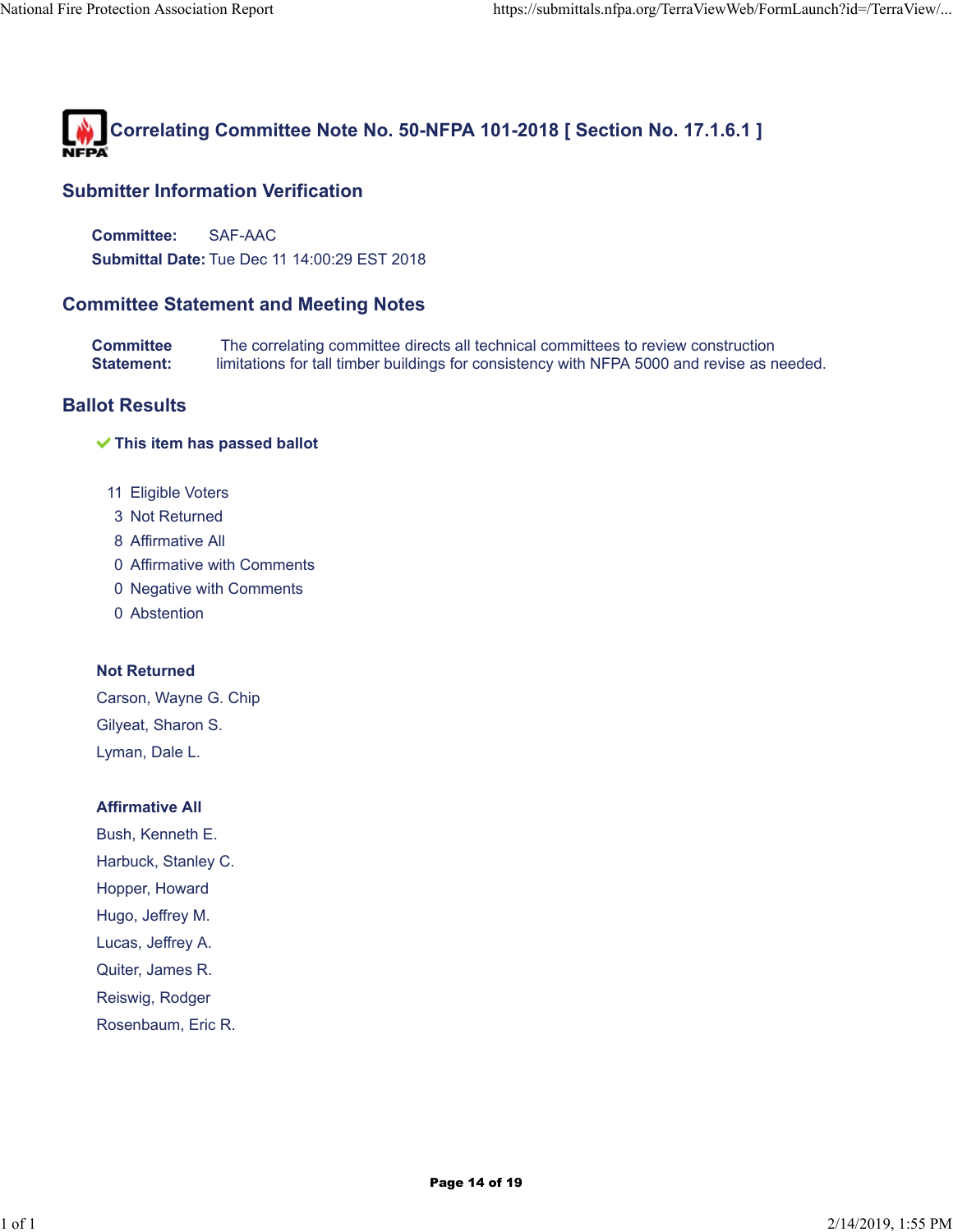# Correlating Committee Note No. 50-NFPA 101-2018 [ Section No. 17.1.6.1 ]

## Submitter Information Verification

**Committee:** SAF-AAC

**Submittal Date:** Tue Dec 11 14:00:29 EST 2018

## Committee Statement and Meeting Notes

**Committee Statement:** The correlating committee directs all technical committees to review construction limitations for tall timber buildings for consistency with NFPA 5000 and revise as needed.

## Ballot Results

✔ **This item has passed ballot**

11 Eligible Voters
3 Not Returned
8 Affirmative All
0 Affirmative with Comments
0 Negative with Comments
0 Abstention

### Not Returned

Carson, Wayne G. Chip
Gilyeat, Sharon S.
Lyman, Dale L.

### Affirmative All

Bush, Kenneth E.
Harbuck, Stanley C.
Hopper, Howard
Hugo, Jeffrey M.
Lucas, Jeffrey A.
Quiter, James R.
Reiswig, Rodger
Rosenbaum, Eric R.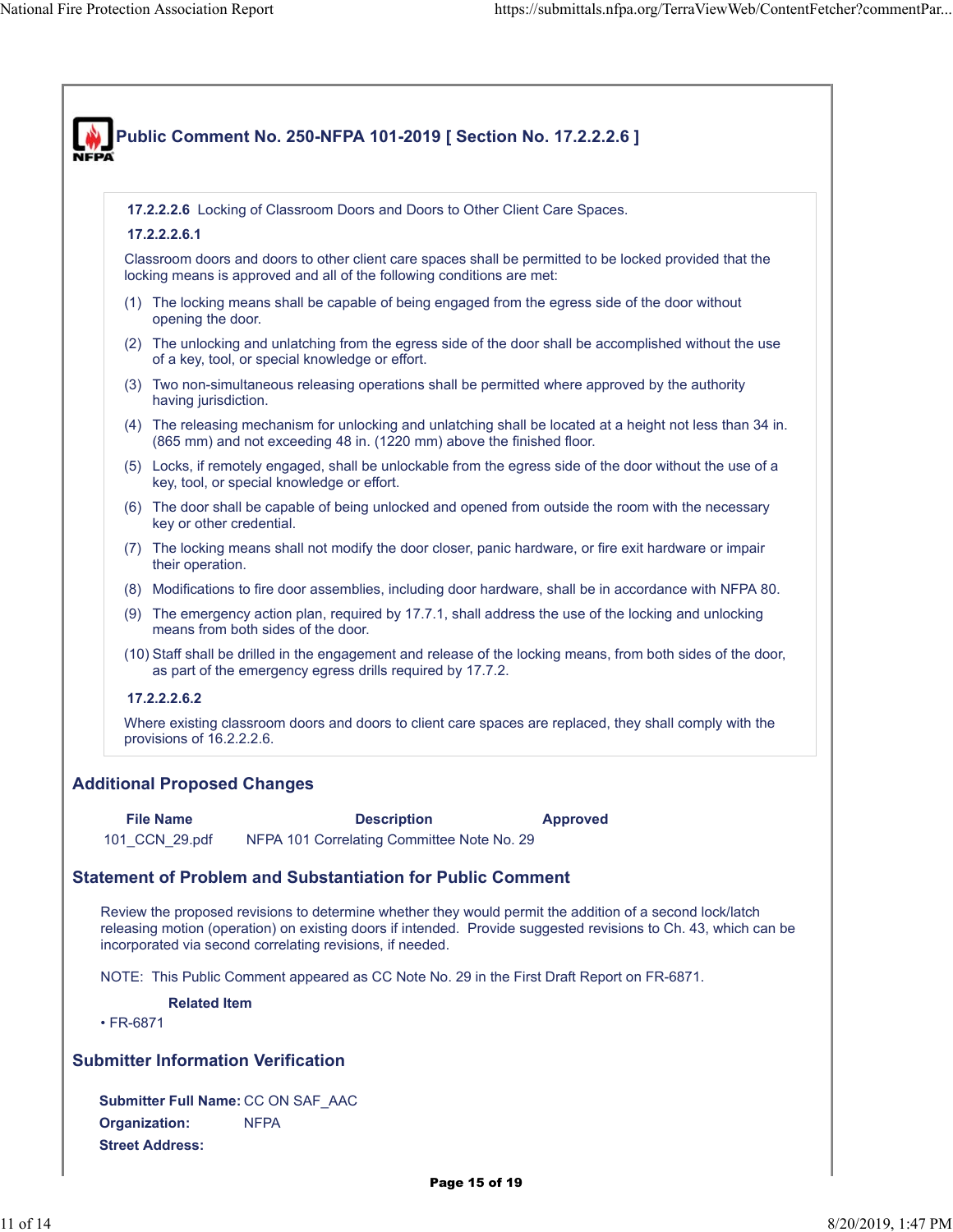## Public Comment No. 250-NFPA 101-2019 [ Section No. 17.2.2.2.6 ]

**17.2.2.2.6** Locking of Classroom Doors and Doors to Other Client Care Spaces.

**17.2.2.2.6.1**

Classroom doors and doors to other client care spaces shall be permitted to be locked provided that the locking means is approved and all of the following conditions are met:

(1) The locking means shall be capable of being engaged from the egress side of the door without opening the door.

(2) The unlocking and unlatching from the egress side of the door shall be accomplished without the use of a key, tool, or special knowledge or effort.

(3) Two non-simultaneous releasing operations shall be permitted where approved by the authority having jurisdiction.

(4) The releasing mechanism for unlocking and unlatching shall be located at a height not less than 34 in. (865 mm) and not exceeding 48 in. (1220 mm) above the finished floor.

(5) Locks, if remotely engaged, shall be unlockable from the egress side of the door without the use of a key, tool, or special knowledge or effort.

(6) The door shall be capable of being unlocked and opened from outside the room with the necessary key or other credential.

(7) The locking means shall not modify the door closer, panic hardware, or fire exit hardware or impair their operation.

(8) Modifications to fire door assemblies, including door hardware, shall be in accordance with NFPA 80.

(9) The emergency action plan, required by 17.7.1, shall address the use of the locking and unlocking means from both sides of the door.

(10) Staff shall be drilled in the engagement and release of the locking means, from both sides of the door, as part of the emergency egress drills required by 17.7.2.

**17.2.2.2.6.2**

Where existing classroom doors and doors to client care spaces are replaced, they shall comply with the provisions of 16.2.2.2.6.

### Additional Proposed Changes

| File Name | Description | Approved |
|---|---|---|
| 101_CCN_29.pdf | NFPA 101 Correlating Committee Note No. 29 | |

### Statement of Problem and Substantiation for Public Comment

Review the proposed revisions to determine whether they would permit the addition of a second lock/latch releasing motion (operation) on existing doors if intended. Provide suggested revisions to Ch. 43, which can be incorporated via second correlating revisions, if needed.

NOTE: This Public Comment appeared as CC Note No. 29 in the First Draft Report on FR-6871.

**Related Item**

- FR-6871

### Submitter Information Verification

**Submitter Full Name:** CC ON SAF_AAC

**Organization:** NFPA

**Street Address:**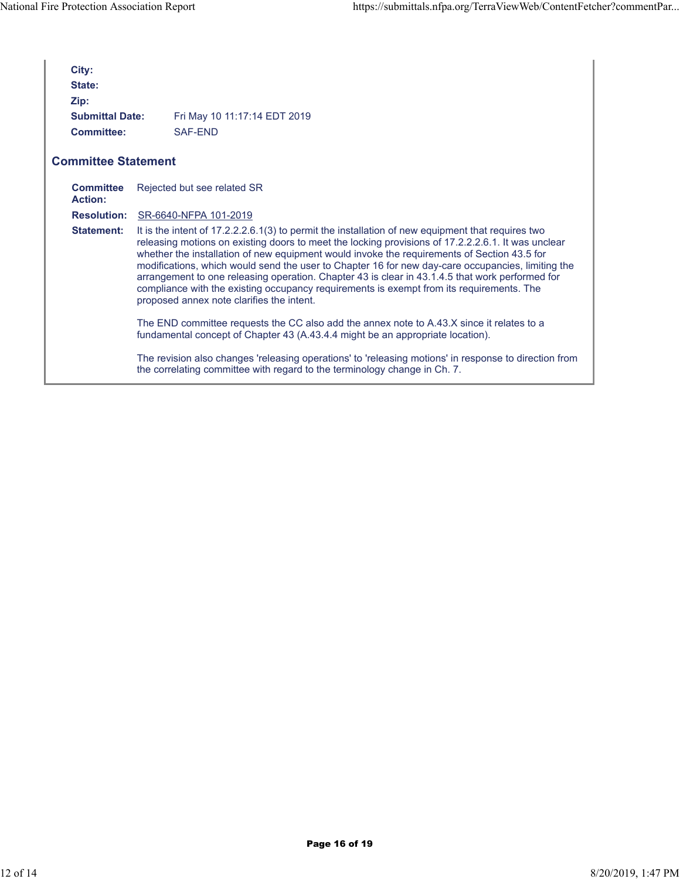**City:**

**State:**

**Zip:**

**Submittal Date:** Fri May 10 11:17:14 EDT 2019

**Committee:** SAF-END

## Committee Statement

**Committee Action:** Rejected but see related SR

**Resolution:** SR-6640-NFPA 101-2019

**Statement:** It is the intent of 17.2.2.2.6.1(3) to permit the installation of new equipment that requires two releasing motions on existing doors to meet the locking provisions of 17.2.2.2.6.1. It was unclear whether the installation of new equipment would invoke the requirements of Section 43.5 for modifications, which would send the user to Chapter 16 for new day-care occupancies, limiting the arrangement to one releasing operation. Chapter 43 is clear in 43.1.4.5 that work performed for compliance with the existing occupancy requirements is exempt from its requirements. The proposed annex note clarifies the intent.

The END committee requests the CC also add the annex note to A.43.X since it relates to a fundamental concept of Chapter 43 (A.43.4.4 might be an appropriate location).

The revision also changes 'releasing operations' to 'releasing motions' in response to direction from the correlating committee with regard to the terminology change in Ch. 7.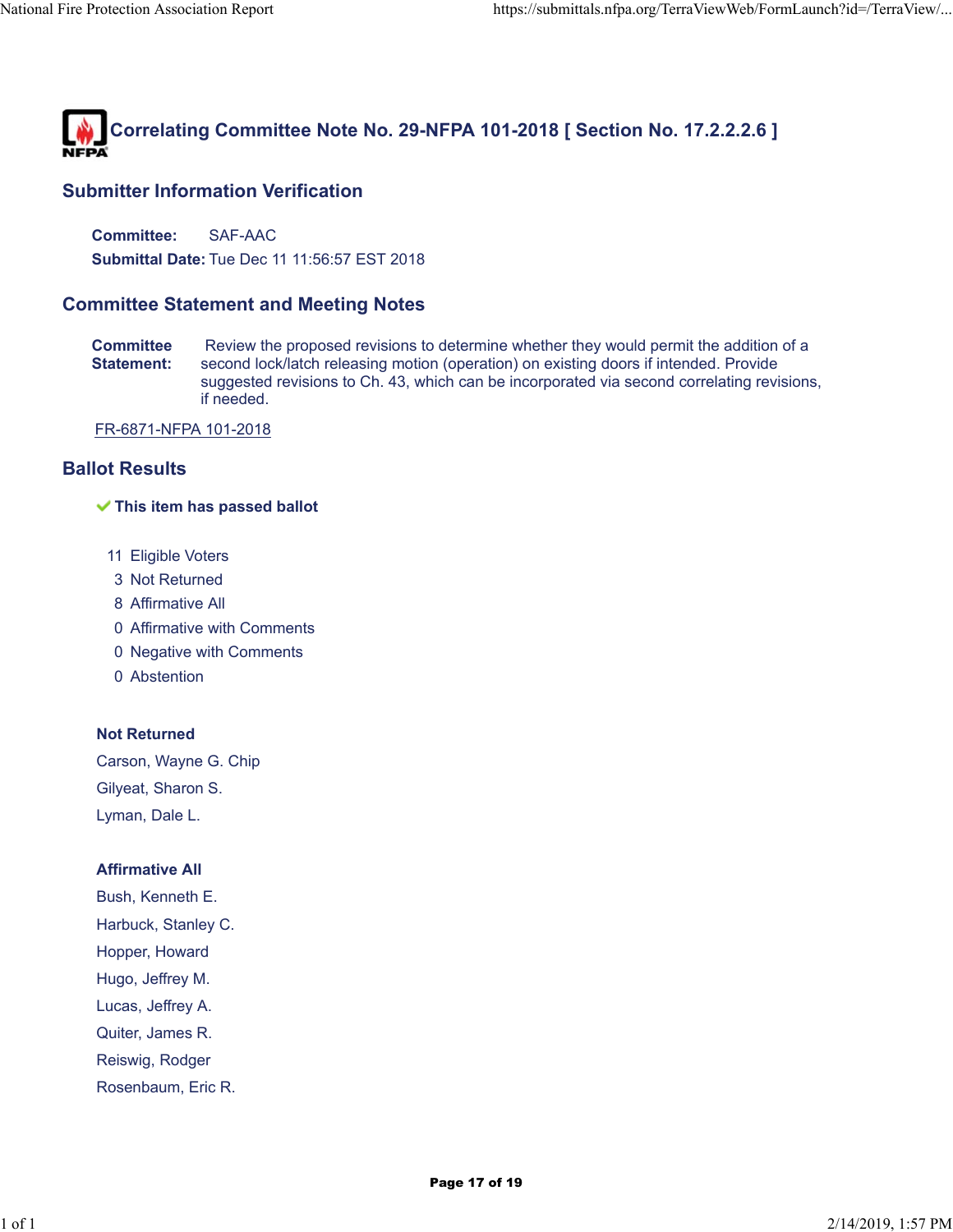# Correlating Committee Note No. 29-NFPA 101-2018 [ Section No. 17.2.2.2.6 ]

## Submitter Information Verification

**Committee:** SAF-AAC

**Submittal Date:** Tue Dec 11 11:56:57 EST 2018

## Committee Statement and Meeting Notes

**Committee Statement:** Review the proposed revisions to determine whether they would permit the addition of a second lock/latch releasing motion (operation) on existing doors if intended. Provide suggested revisions to Ch. 43, which can be incorporated via second correlating revisions, if needed.

FR-6871-NFPA 101-2018

## Ballot Results

✔ **This item has passed ballot**

11 Eligible Voters
3 Not Returned
8 Affirmative All
0 Affirmative with Comments
0 Negative with Comments
0 Abstention

**Not Returned**

Carson, Wayne G. Chip

Gilyeat, Sharon S.

Lyman, Dale L.

**Affirmative All**

Bush, Kenneth E.

Harbuck, Stanley C.

Hopper, Howard

Hugo, Jeffrey M.

Lucas, Jeffrey A.

Quiter, James R.

Reiswig, Rodger

Rosenbaum, Eric R.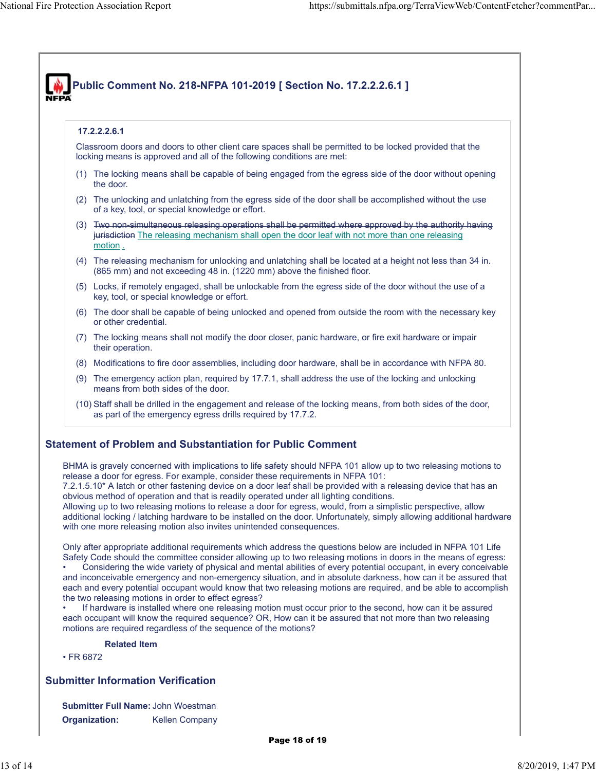## Public Comment No. 218-NFPA 101-2019 [ Section No. 17.2.2.2.6.1 ]

**17.2.2.2.6.1**

Classroom doors and doors to other client care spaces shall be permitted to be locked provided that the locking means is approved and all of the following conditions are met:

(1) The locking means shall be capable of being engaged from the egress side of the door without opening the door.

(2) The unlocking and unlatching from the egress side of the door shall be accomplished without the use of a key, tool, or special knowledge or effort.

(3) ~~Two non-simultaneous releasing operations shall be permitted where approved by the authority having jurisdiction~~ The releasing mechanism shall open the door leaf with not more than one releasing motion .

(4) The releasing mechanism for unlocking and unlatching shall be located at a height not less than 34 in. (865 mm) and not exceeding 48 in. (1220 mm) above the finished floor.

(5) Locks, if remotely engaged, shall be unlockable from the egress side of the door without the use of a key, tool, or special knowledge or effort.

(6) The door shall be capable of being unlocked and opened from outside the room with the necessary key or other credential.

(7) The locking means shall not modify the door closer, panic hardware, or fire exit hardware or impair their operation.

(8) Modifications to fire door assemblies, including door hardware, shall be in accordance with NFPA 80.

(9) The emergency action plan, required by 17.7.1, shall address the use of the locking and unlocking means from both sides of the door.

(10) Staff shall be drilled in the engagement and release of the locking means, from both sides of the door, as part of the emergency egress drills required by 17.7.2.

### Statement of Problem and Substantiation for Public Comment

BHMA is gravely concerned with implications to life safety should NFPA 101 allow up to two releasing motions to release a door for egress. For example, consider these requirements in NFPA 101:
7.2.1.5.10* A latch or other fastening device on a door leaf shall be provided with a releasing device that has an obvious method of operation and that is readily operated under all lighting conditions.
Allowing up to two releasing motions to release a door for egress would, from a simplistic perspective, allow additional locking / latching hardware to be installed on the door. Unfortunately, simply allowing additional hardware with one more releasing motion also invites unintended consequences.

Only after appropriate additional requirements which address the questions below are included in NFPA 101 Life Safety Code should the committee consider allowing up to two releasing motions in doors in the means of egress:

- Considering the wide variety of physical and mental abilities of every potential occupant, in every conceivable and inconceivable emergency and non-emergency situation, and in absolute darkness, how can it be assured that each and every potential occupant would know that two releasing motions are required, and be able to accomplish the two releasing motions in order to effect egress?
- If hardware is installed where one releasing motion must occur prior to the second, how can it be assured each occupant will know the required sequence? OR, How can it be assured that not more than two releasing motions are required regardless of the sequence of the motions?

**Related Item**

- FR 6872

### Submitter Information Verification

**Submitter Full Name:** John Woestman

**Organization:** Kellen Company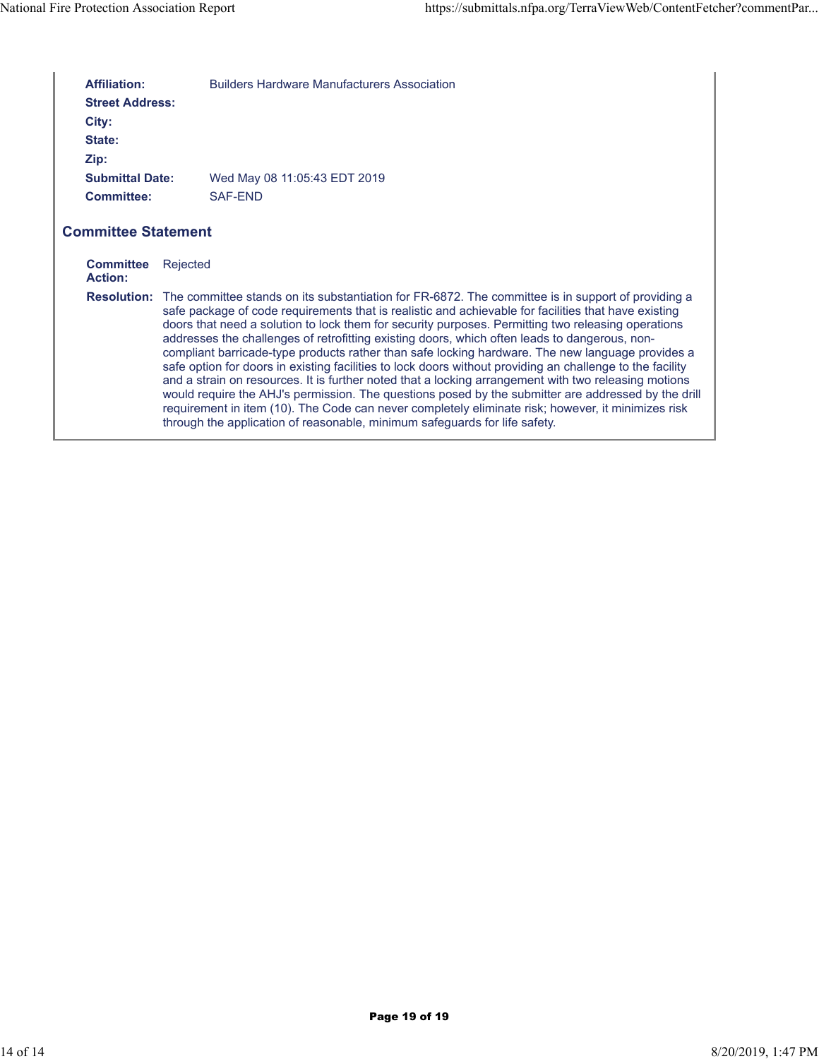| | |
|---|---|
| **Affiliation:** | Builders Hardware Manufacturers Association |
| **Street Address:** | |
| **City:** | |
| **State:** | |
| **Zip:** | |
| **Submittal Date:** | Wed May 08 11:05:43 EDT 2019 |
| **Committee:** | SAF-END |

## Committee Statement

| | |
|---|---|
| **Committee Action:** | Rejected |
| **Resolution:** | The committee stands on its substantiation for FR-6872. The committee is in support of providing a safe package of code requirements that is realistic and achievable for facilities that have existing doors that need a solution to lock them for security purposes. Permitting two releasing operations addresses the challenges of retrofitting existing doors, which often leads to dangerous, non-compliant barricade-type products rather than safe locking hardware. The new language provides a safe option for doors in existing facilities to lock doors without providing an challenge to the facility and a strain on resources. It is further noted that a locking arrangement with two releasing motions would require the AHJ's permission. The questions posed by the submitter are addressed by the drill requirement in item (10). The Code can never completely eliminate risk; however, it minimizes risk through the application of reasonable, minimum safeguards for life safety. |